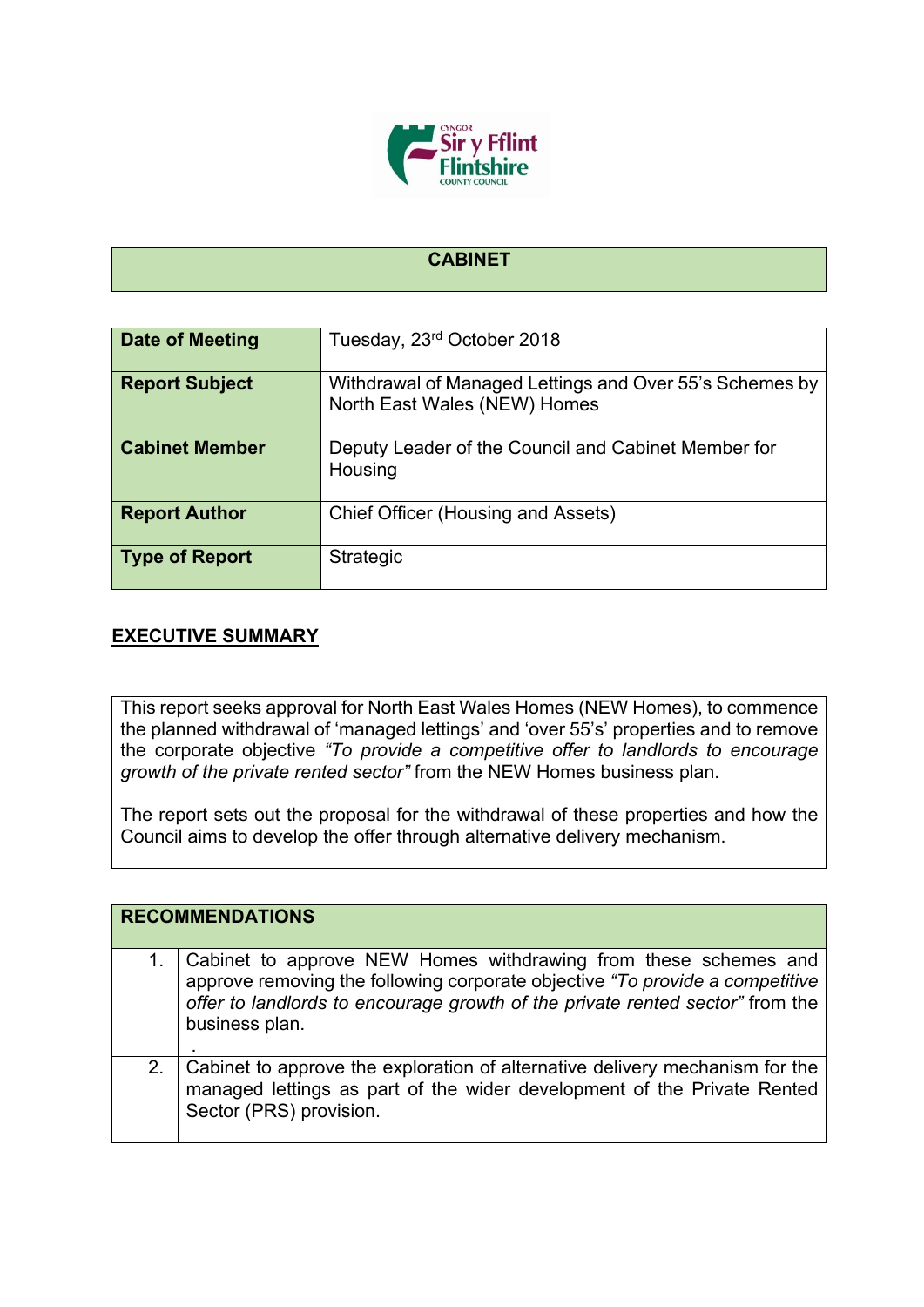# CABINET

| | |
|---|---|
| **Date of Meeting** | Tuesday, 23rd October 2018 |
| **Report Subject** | Withdrawal of Managed Lettings and Over 55's Schemes by North East Wales (NEW) Homes |
| **Cabinet Member** | Deputy Leader of the Council and Cabinet Member for Housing |
| **Report Author** | Chief Officer (Housing and Assets) |
| **Type of Report** | Strategic |

## EXECUTIVE SUMMARY

This report seeks approval for North East Wales Homes (NEW Homes), to commence the planned withdrawal of 'managed lettings' and 'over 55's' properties and to remove the corporate objective *"To provide a competitive offer to landlords to encourage growth of the private rented sector"* from the NEW Homes business plan.

The report sets out the proposal for the withdrawal of these properties and how the Council aims to develop the offer through alternative delivery mechanism.

| **RECOMMENDATIONS** | |
|---|---|
| 1. | Cabinet to approve NEW Homes withdrawing from these schemes and approve removing the following corporate objective *"To provide a competitive offer to landlords to encourage growth of the private rented sector"* from the business plan. |
| 2. | Cabinet to approve the exploration of alternative delivery mechanism for the managed lettings as part of the wider development of the Private Rented Sector (PRS) provision. |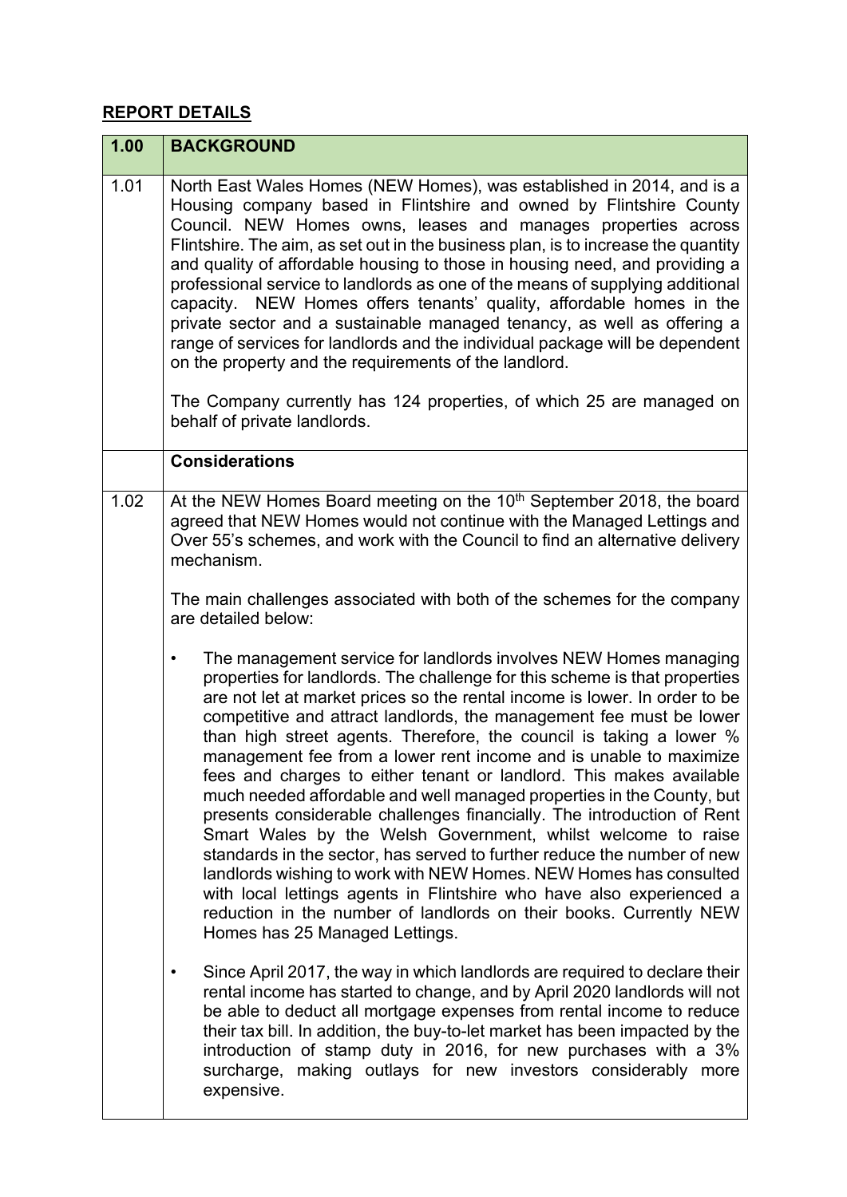## REPORT DETAILS

| 1.00 | BACKGROUND |
|---|---|
| 1.01 | North East Wales Homes (NEW Homes), was established in 2014, and is a Housing company based in Flintshire and owned by Flintshire County Council. NEW Homes owns, leases and manages properties across Flintshire. The aim, as set out in the business plan, is to increase the quantity and quality of affordable housing to those in housing need, and providing a professional service to landlords as one of the means of supplying additional capacity. NEW Homes offers tenants' quality, affordable homes in the private sector and a sustainable managed tenancy, as well as offering a range of services for landlords and the individual package will be dependent on the property and the requirements of the landlord.<br><br>The Company currently has 124 properties, of which 25 are managed on behalf of private landlords. |
| | **Considerations** |
| 1.02 | At the NEW Homes Board meeting on the 10th September 2018, the board agreed that NEW Homes would not continue with the Managed Lettings and Over 55's schemes, and work with the Council to find an alternative delivery mechanism.<br><br>The main challenges associated with both of the schemes for the company are detailed below:<br><br>• The management service for landlords involves NEW Homes managing properties for landlords. The challenge for this scheme is that properties are not let at market prices so the rental income is lower. In order to be competitive and attract landlords, the management fee must be lower than high street agents. Therefore, the council is taking a lower % management fee from a lower rent income and is unable to maximize fees and charges to either tenant or landlord. This makes available much needed affordable and well managed properties in the County, but presents considerable challenges financially. The introduction of Rent Smart Wales by the Welsh Government, whilst welcome to raise standards in the sector, has served to further reduce the number of new landlords wishing to work with NEW Homes. NEW Homes has consulted with local lettings agents in Flintshire who have also experienced a reduction in the number of landlords on their books. Currently NEW Homes has 25 Managed Lettings.<br><br>• Since April 2017, the way in which landlords are required to declare their rental income has started to change, and by April 2020 landlords will not be able to deduct all mortgage expenses from rental income to reduce their tax bill. In addition, the buy-to-let market has been impacted by the introduction of stamp duty in 2016, for new purchases with a 3% surcharge, making outlays for new investors considerably more expensive. |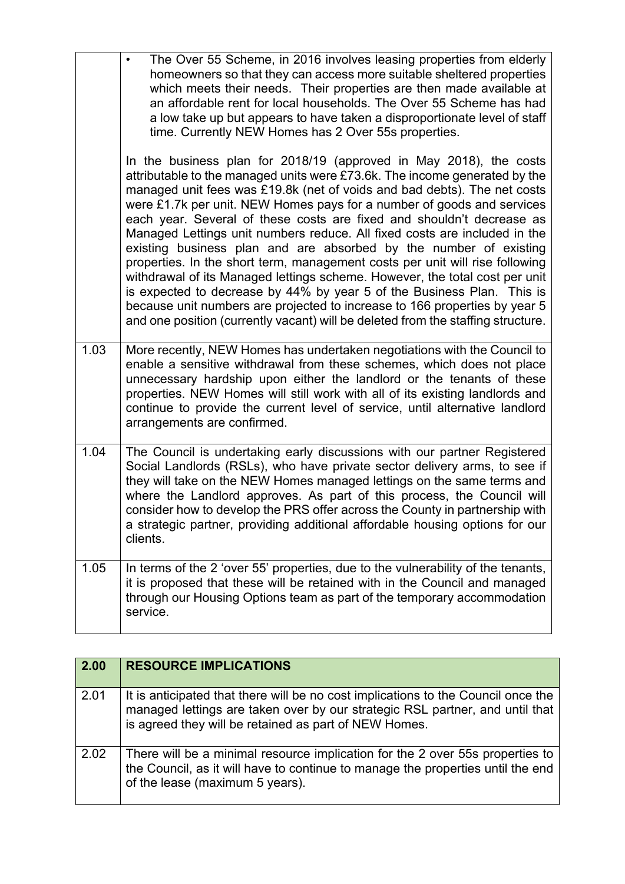| | |
|---|---|
| | • The Over 55 Scheme, in 2016 involves leasing properties from elderly homeowners so that they can access more suitable sheltered properties which meets their needs. Their properties are then made available at an affordable rent for local households. The Over 55 Scheme has had a low take up but appears to have taken a disproportionate level of staff time. Currently NEW Homes has 2 Over 55s properties.<br><br>In the business plan for 2018/19 (approved in May 2018), the costs attributable to the managed units were £73.6k. The income generated by the managed unit fees was £19.8k (net of voids and bad debts). The net costs were £1.7k per unit. NEW Homes pays for a number of goods and services each year. Several of these costs are fixed and shouldn't decrease as Managed Lettings unit numbers reduce. All fixed costs are included in the existing business plan and are absorbed by the number of existing properties. In the short term, management costs per unit will rise following withdrawal of its Managed lettings scheme. However, the total cost per unit is expected to decrease by 44% by year 5 of the Business Plan. This is because unit numbers are projected to increase to 166 properties by year 5 and one position (currently vacant) will be deleted from the staffing structure. |
| 1.03 | More recently, NEW Homes has undertaken negotiations with the Council to enable a sensitive withdrawal from these schemes, which does not place unnecessary hardship upon either the landlord or the tenants of these properties. NEW Homes will still work with all of its existing landlords and continue to provide the current level of service, until alternative landlord arrangements are confirmed. |
| 1.04 | The Council is undertaking early discussions with our partner Registered Social Landlords (RSLs), who have private sector delivery arms, to see if they will take on the NEW Homes managed lettings on the same terms and where the Landlord approves. As part of this process, the Council will consider how to develop the PRS offer across the County in partnership with a strategic partner, providing additional affordable housing options for our clients. |
| 1.05 | In terms of the 2 'over 55' properties, due to the vulnerability of the tenants, it is proposed that these will be retained with in the Council and managed through our Housing Options team as part of the temporary accommodation service. |

| 2.00 | RESOURCE IMPLICATIONS |
|---|---|
| 2.01 | It is anticipated that there will be no cost implications to the Council once the managed lettings are taken over by our strategic RSL partner, and until that is agreed they will be retained as part of NEW Homes. |
| 2.02 | There will be a minimal resource implication for the 2 over 55s properties to the Council, as it will have to continue to manage the properties until the end of the lease (maximum 5 years). |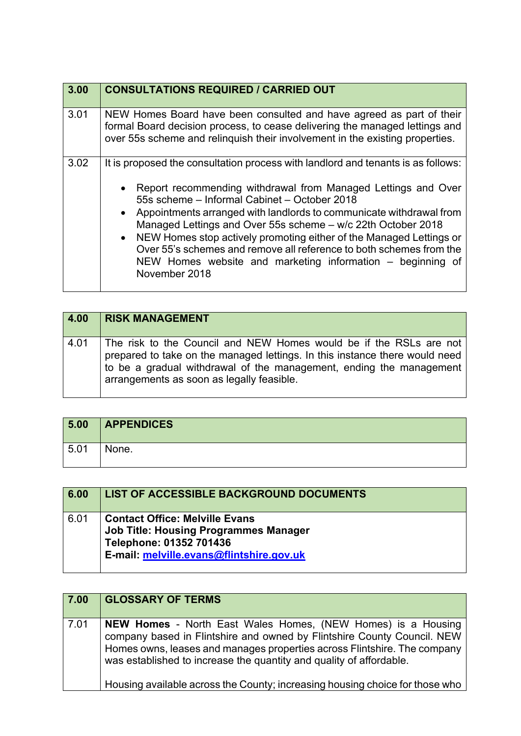| 3.00 | **CONSULTATIONS REQUIRED / CARRIED OUT** |
| --- | --- |
| 3.01 | NEW Homes Board have been consulted and have agreed as part of their formal Board decision process, to cease delivering the managed lettings and over 55s scheme and relinquish their involvement in the existing properties. |
| 3.02 | It is proposed the consultation process with landlord and tenants is as follows:<br><br>• Report recommending withdrawal from Managed Lettings and Over 55s scheme – Informal Cabinet – October 2018<br>• Appointments arranged with landlords to communicate withdrawal from Managed Lettings and Over 55s scheme – w/c 22th October 2018<br>• NEW Homes stop actively promoting either of the Managed Lettings or Over 55's schemes and remove all reference to both schemes from the NEW Homes website and marketing information – beginning of November 2018 |

| 4.00 | **RISK MANAGEMENT** |
| --- | --- |
| 4.01 | The risk to the Council and NEW Homes would be if the RSLs are not prepared to take on the managed lettings. In this instance there would need to be a gradual withdrawal of the management, ending the management arrangements as soon as legally feasible. |

| 5.00 | **APPENDICES** |
| --- | --- |
| 5.01 | None. |

| 6.00 | **LIST OF ACCESSIBLE BACKGROUND DOCUMENTS** |
| --- | --- |
| 6.01 | **Contact Office: Melville Evans**<br>**Job Title: Housing Programmes Manager**<br>**Telephone: 01352 701436**<br>**E-mail: melville.evans@flintshire.gov.uk** |

| 7.00 | **GLOSSARY OF TERMS** |
| --- | --- |
| 7.01 | **NEW Homes** - North East Wales Homes, (NEW Homes) is a Housing company based in Flintshire and owned by Flintshire County Council. NEW Homes owns, leases and manages properties across Flintshire. The company was established to increase the quantity and quality of affordable.<br><br>Housing available across the County; increasing housing choice for those who |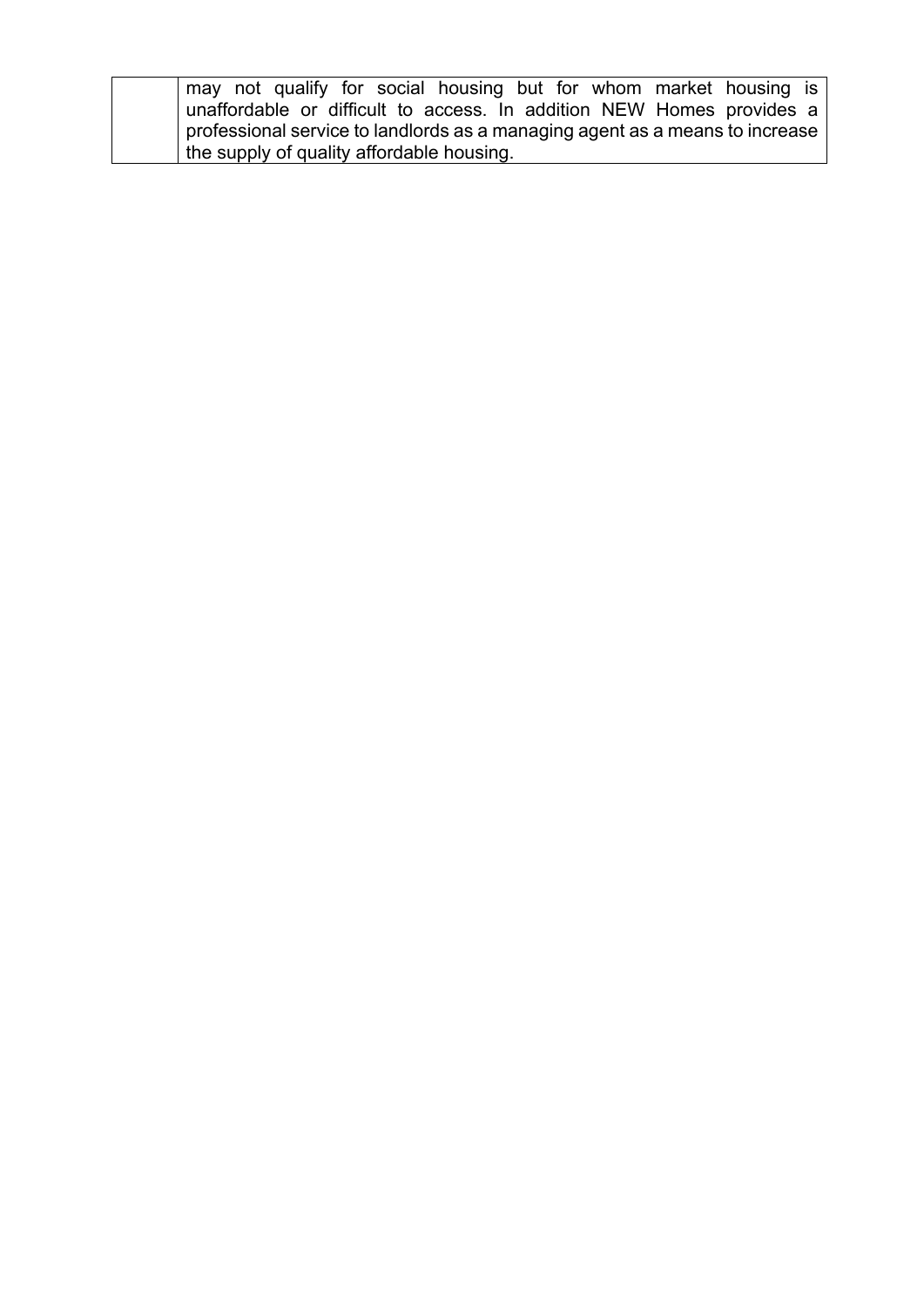| | |
|---|---|
| | may not qualify for social housing but for whom market housing is unaffordable or difficult to access. In addition NEW Homes provides a professional service to landlords as a managing agent as a means to increase the supply of quality affordable housing. |